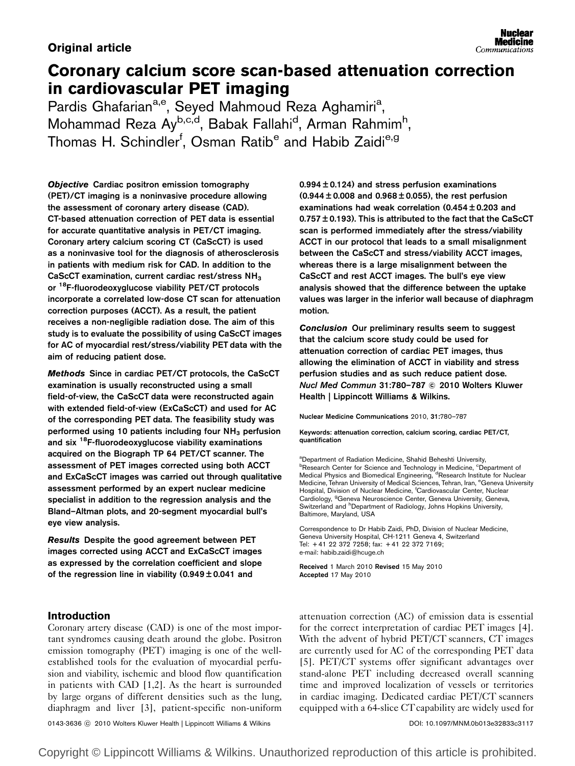Original article

# Coronary calcium score scan-based attenuation correction in cardiovascular PET imaging

Pardis Ghafarian[a,e], Seyed Mahmoud Reza Aghamiri[a], Mohammad Reza Ay[b,c,d], Babak Fallahi[d], Arman Rahmim[h], Thomas H. Schindler[f], Osman Ratib[e] and Habib Zaidi[e,g]

***Objective*** Cardiac positron emission tomography (PET)/CT imaging is a noninvasive procedure allowing the assessment of coronary artery disease (CAD). CT-based attenuation correction of PET data is essential for accurate quantitative analysis in PET/CT imaging. Coronary artery calcium scoring CT (CaScCT) is used as a noninvasive tool for the diagnosis of atherosclerosis in patients with medium risk for CAD. In addition to the CaScCT examination, current cardiac rest/stress $NH_3$ or $^{18}$F-fluorodeoxyglucose viability PET/CT protocols incorporate a correlated low-dose CT scan for attenuation correction purposes (ACCT). As a result, the patient receives a non-negligible radiation dose. The aim of this study is to evaluate the possibility of using CaScCT images for AC of myocardial rest/stress/viability PET data with the aim of reducing patient dose.

***Methods*** Since in cardiac PET/CT protocols, the CaScCT examination is usually reconstructed using a small field-of-view, the CaScCT data were reconstructed again with extended field-of-view (ExCaScCT) and used for AC of the corresponding PET data. The feasibility study was performed using 10 patients including four $NH_3$ perfusion and six $^{18}$F-fluorodeoxyglucose viability examinations acquired on the Biograph TP 64 PET/CT scanner. The assessment of PET images corrected using both ACCT and ExCaScCT images was carried out through qualitative assessment performed by an expert nuclear medicine specialist in addition to the regression analysis and the Bland–Altman plots, and 20-segment myocardial bull's eye view analysis.

***Results*** Despite the good agreement between PET images corrected using ACCT and ExCaScCT images as expressed by the correlation coefficient and slope of the regression line in viability ($0.949 \pm 0.041$ and $0.994 \pm 0.124$) and stress perfusion examinations ($0.944 \pm 0.008$ and $0.968 \pm 0.055$), the rest perfusion examinations had weak correlation ($0.454 \pm 0.203$ and $0.757 \pm 0.193$). This is attributed to the fact that the CaScCT scan is performed immediately after the stress/viability ACCT in our protocol that leads to a small misalignment between the CaScCT and stress/viability ACCT images, whereas there is a large misalignment between the CaScCT and rest ACCT images. The bull's eye view analysis showed that the difference between the uptake values was larger in the inferior wall because of diaphragm motion.

***Conclusion*** Our preliminary results seem to suggest that the calcium score study could be used for attenuation correction of cardiac PET images, thus allowing the elimination of ACCT in viability and stress perfusion studies and as such reduce patient dose. *Nucl Med Commun* 31:780–787 © 2010 Wolters Kluwer Health | Lippincott Williams & Wilkins.

Nuclear Medicine Communications 2010, 31:780–787

Keywords: attenuation correction, calcium scoring, cardiac PET/CT, quantification

[a]Department of Radiation Medicine, Shahid Beheshti University, [b]Research Center for Science and Technology in Medicine, [c]Department of Medical Physics and Biomedical Engineering, [d]Research Institute for Nuclear Medicine, Tehran University of Medical Sciences, Tehran, Iran, [e]Geneva University Hospital, Division of Nuclear Medicine, [f]Cardiovascular Center, Nuclear Cardiology, [g]Geneva Neuroscience Center, Geneva University, Geneva, Switzerland and [h]Department of Radiology, Johns Hopkins University, Baltimore, Maryland, USA

Correspondence to Dr Habib Zaidi, PhD, Division of Nuclear Medicine, Geneva University Hospital, CH-1211 Geneva 4, Switzerland
Tel: +41 22 372 7258; fax: +41 22 372 7169;
e-mail: habib.zaidi@hcuge.ch

Received 1 March 2010 Revised 15 May 2010
Accepted 17 May 2010

## Introduction

Coronary artery disease (CAD) is one of the most important syndromes causing death around the globe. Positron emission tomography (PET) imaging is one of the well-established tools for the evaluation of myocardial perfusion and viability, ischemic and blood flow quantification in patients with CAD [1,2]. As the heart is surrounded by large organs of different densities such as the lung, diaphragm and liver [3], patient-specific non-uniform attenuation correction (AC) of emission data is essential for the correct interpretation of cardiac PET images [4]. With the advent of hybrid PET/CT scanners, CT images are currently used for AC of the corresponding PET data [5]. PET/CT systems offer significant advantages over stand-alone PET including decreased overall scanning time and improved localization of vessels or territories in cardiac imaging. Dedicated cardiac PET/CT scanners equipped with a 64-slice CT capability are widely used for

0143-3636 © 2010 Wolters Kluwer Health | Lippincott Williams & Wilkins DOI: 10.1097/MNM.0b013e32833c3117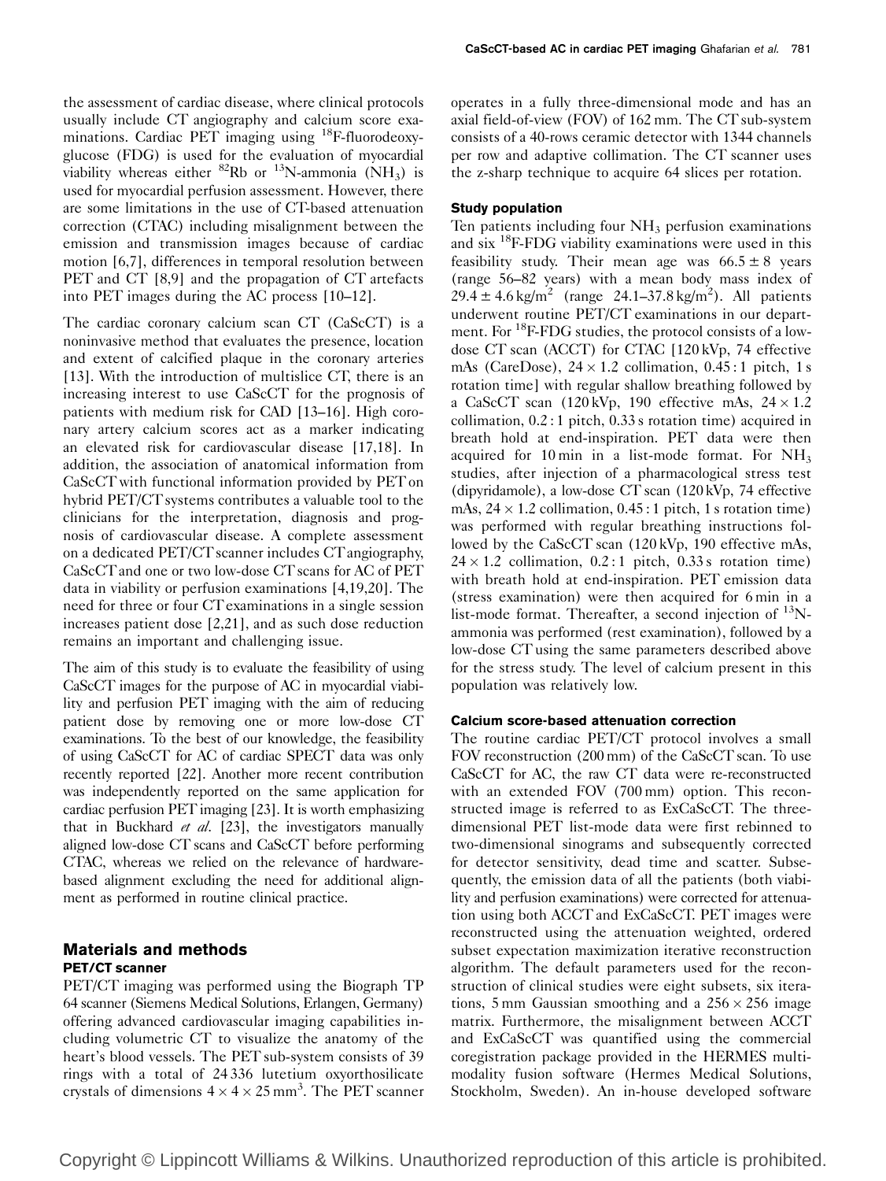the assessment of cardiac disease, where clinical protocols usually include CT angiography and calcium score examinations. Cardiac PET imaging using $^{18}$F-fluorodeoxyglucose (FDG) is used for the evaluation of myocardial viability whereas either $^{82}$Rb or $^{13}$N-ammonia ($NH_3$) is used for myocardial perfusion assessment. However, there are some limitations in the use of CT-based attenuation correction (CTAC) including misalignment between the emission and transmission images because of cardiac motion [6,7], differences in temporal resolution between PET and CT [8,9] and the propagation of CT artefacts into PET images during the AC process [10–12].

The cardiac coronary calcium scan CT (CaScCT) is a noninvasive method that evaluates the presence, location and extent of calcified plaque in the coronary arteries [13]. With the introduction of multislice CT, there is an increasing interest to use CaScCT for the prognosis of patients with medium risk for CAD [13–16]. High coronary artery calcium scores act as a marker indicating an elevated risk for cardiovascular disease [17,18]. In addition, the association of anatomical information from CaScCT with functional information provided by PET on hybrid PET/CT systems contributes a valuable tool to the clinicians for the interpretation, diagnosis and prognosis of cardiovascular disease. A complete assessment on a dedicated PET/CT scanner includes CT angiography, CaScCT and one or two low-dose CT scans for AC of PET data in viability or perfusion examinations [4,19,20]. The need for three or four CT examinations in a single session increases patient dose [2,21], and as such dose reduction remains an important and challenging issue.

The aim of this study is to evaluate the feasibility of using CaScCT images for the purpose of AC in myocardial viability and perfusion PET imaging with the aim of reducing patient dose by removing one or more low-dose CT examinations. To the best of our knowledge, the feasibility of using CaScCT for AC of cardiac SPECT data was only recently reported [22]. Another more recent contribution was independently reported on the same application for cardiac perfusion PET imaging [23]. It is worth emphasizing that in Buckhard *et al.* [23], the investigators manually aligned low-dose CT scans and CaScCT before performing CTAC, whereas we relied on the relevance of hardware-based alignment excluding the need for additional alignment as performed in routine clinical practice.

## Materials and methods

### PET/CT scanner

PET/CT imaging was performed using the Biograph TP 64 scanner (Siemens Medical Solutions, Erlangen, Germany) offering advanced cardiovascular imaging capabilities including volumetric CT to visualize the anatomy of the heart's blood vessels. The PET sub-system consists of 39 rings with a total of 24 336 lutetium oxyorthosilicate crystals of dimensions $4 \times 4 \times 25\,mm^3$. The PET scanner operates in a fully three-dimensional mode and has an axial field-of-view (FOV) of 162 mm. The CT sub-system consists of a 40-rows ceramic detector with 1344 channels per row and adaptive collimation. The CT scanner uses the z-sharp technique to acquire 64 slices per rotation.

### Study population

Ten patients including four $NH_3$ perfusion examinations and six $^{18}$F-FDG viability examinations were used in this feasibility study. Their mean age was $66.5 \pm 8$ years (range 56–82 years) with a mean body mass index of $29.4 \pm 4.6\,kg/m^2$ (range $24.1–37.8\,kg/m^2$). All patients underwent routine PET/CT examinations in our department. For $^{18}$F-FDG studies, the protocol consists of a low-dose CT scan (ACCT) for CTAC [120 kVp, 74 effective mAs (CareDose), $24 \times 1.2$ collimation, 0.45 : 1 pitch, 1 s rotation time] with regular shallow breathing followed by a CaScCT scan (120 kVp, 190 effective mAs, $24 \times 1.2$ collimation, 0.2 : 1 pitch, 0.33 s rotation time) acquired in breath hold at end-inspiration. PET data were then acquired for 10 min in a list-mode format. For $NH_3$ studies, after injection of a pharmacological stress test (dipyridamole), a low-dose CT scan (120 kVp, 74 effective mAs, $24 \times 1.2$ collimation, 0.45 : 1 pitch, 1 s rotation time) was performed with regular breathing instructions followed by the CaScCT scan (120 kVp, 190 effective mAs, $24 \times 1.2$ collimation, 0.2 : 1 pitch, 0.33 s rotation time) with breath hold at end-inspiration. PET emission data (stress examination) were then acquired for 6 min in a list-mode format. Thereafter, a second injection of $^{13}$N-ammonia was performed (rest examination), followed by a low-dose CT using the same parameters described above for the stress study. The level of calcium present in this population was relatively low.

### Calcium score-based attenuation correction

The routine cardiac PET/CT protocol involves a small FOV reconstruction (200 mm) of the CaScCT scan. To use CaScCT for AC, the raw CT data were re-reconstructed with an extended FOV (700 mm) option. This reconstructed image is referred to as ExCaScCT. The three-dimensional PET list-mode data were first rebinned to two-dimensional sinograms and subsequently corrected for detector sensitivity, dead time and scatter. Subsequently, the emission data of all the patients (both viability and perfusion examinations) were corrected for attenuation using both ACCT and ExCaScCT. PET images were reconstructed using the attenuation weighted, ordered subset expectation maximization iterative reconstruction algorithm. The default parameters used for the reconstruction of clinical studies were eight subsets, six iterations, 5 mm Gaussian smoothing and a $256 \times 256$ image matrix. Furthermore, the misalignment between ACCT and ExCaScCT was quantified using the commercial coregistration package provided in the HERMES multimodality fusion software (Hermes Medical Solutions, Stockholm, Sweden). An in-house developed software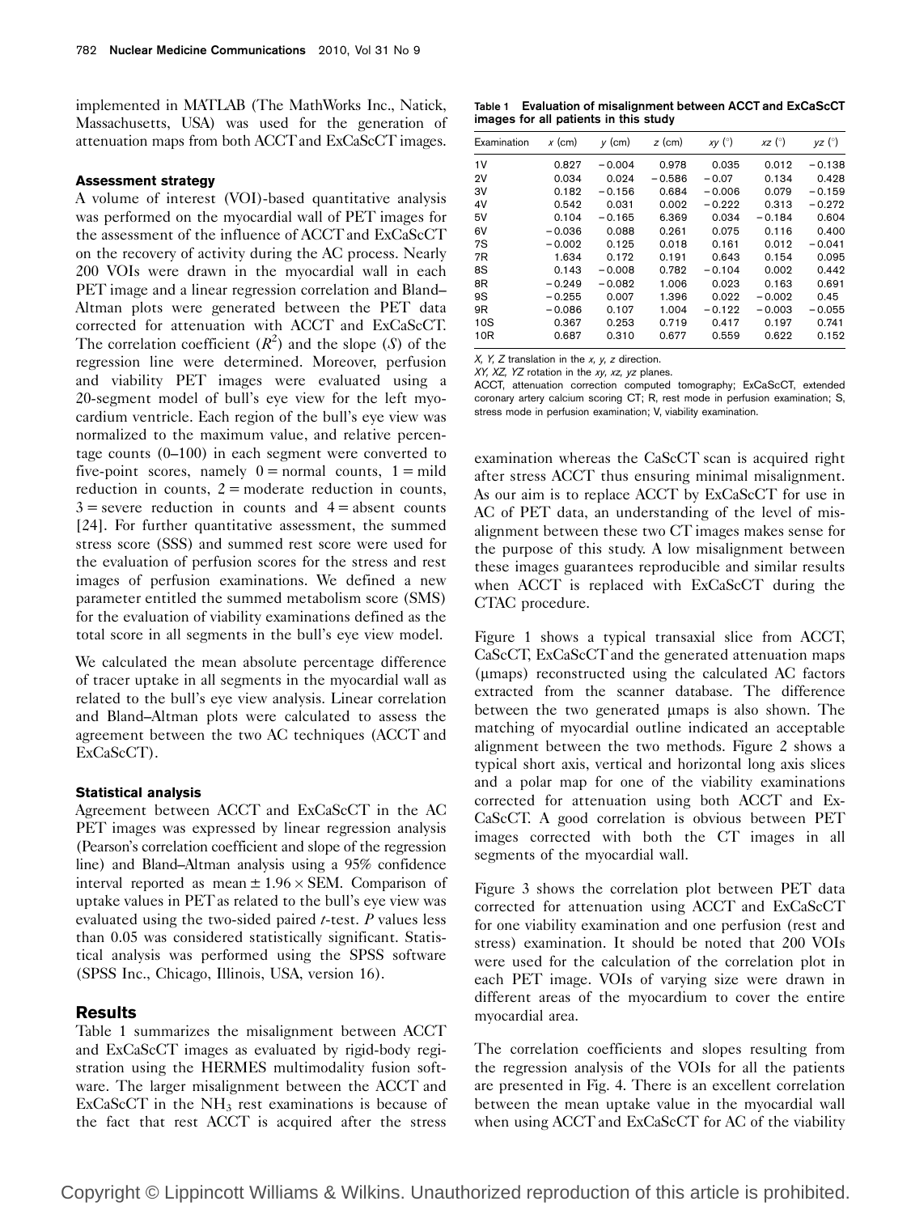implemented in MATLAB (The MathWorks Inc., Natick, Massachusetts, USA) was used for the generation of attenuation maps from both ACCT and ExCaScCT images.

### Assessment strategy

A volume of interest (VOI)-based quantitative analysis was performed on the myocardial wall of PET images for the assessment of the influence of ACCT and ExCaScCT on the recovery of activity during the AC process. Nearly 200 VOIs were drawn in the myocardial wall in each PET image and a linear regression correlation and Bland–Altman plots were generated between the PET data corrected for attenuation with ACCT and ExCaScCT. The correlation coefficient ($R^2$) and the slope ($S$) of the regression line were determined. Moreover, perfusion and viability PET images were evaluated using a 20-segment model of bull's eye view for the left myocardium ventricle. Each region of the bull's eye view was normalized to the maximum value, and relative percentage counts (0–100) in each segment were converted to five-point scores, namely 0 = normal counts, 1 = mild reduction in counts, 2 = moderate reduction in counts, 3 = severe reduction in counts and 4 = absent counts [24]. For further quantitative assessment, the summed stress score (SSS) and summed rest score were used for the evaluation of perfusion scores for the stress and rest images of perfusion examinations. We defined a new parameter entitled the summed metabolism score (SMS) for the evaluation of viability examinations defined as the total score in all segments in the bull's eye view model.

We calculated the mean absolute percentage difference of tracer uptake in all segments in the myocardial wall as related to the bull's eye view analysis. Linear correlation and Bland–Altman plots were calculated to assess the agreement between the two AC techniques (ACCT and ExCaScCT).

### Statistical analysis

Agreement between ACCT and ExCaScCT in the AC PET images was expressed by linear regression analysis (Pearson's correlation coefficient and slope of the regression line) and Bland–Altman analysis using a 95% confidence interval reported as mean $\pm$ 1.96 $\times$ SEM. Comparison of uptake values in PET as related to the bull's eye view was evaluated using the two-sided paired $t$-test. $P$ values less than 0.05 was considered statistically significant. Statistical analysis was performed using the SPSS software (SPSS Inc., Chicago, Illinois, USA, version 16).

## Results

Table 1 summarizes the misalignment between ACCT and ExCaScCT images as evaluated by rigid-body registration using the HERMES multimodality fusion software. The larger misalignment between the ACCT and ExCaScCT in the $NH_3$ rest examinations is because of the fact that rest ACCT is acquired after the stress examination whereas the CaScCT scan is acquired right after stress ACCT thus ensuring minimal misalignment. As our aim is to replace ACCT by ExCaScCT for use in AC of PET data, an understanding of the level of misalignment between these two CT images makes sense for the purpose of this study. A low misalignment between these images guarantees reproducible and similar results when ACCT is replaced with ExCaScCT during the CTAC procedure.

**Table 1 Evaluation of misalignment between ACCT and ExCaScCT images for all patients in this study**

| Examination | $x$ (cm) | $y$ (cm) | $z$ (cm) | $xy$ (°) | $xz$ (°) | $yz$ (°) |
|---|---|---|---|---|---|---|
| 1V | 0.827 | −0.004 | 0.978 | 0.035 | 0.012 | −0.138 |
| 2V | 0.034 | 0.024 | −0.586 | −0.07 | 0.134 | 0.428 |
| 3V | 0.182 | −0.156 | 0.684 | −0.006 | 0.079 | −0.159 |
| 4V | 0.542 | 0.031 | 0.002 | −0.222 | 0.313 | −0.272 |
| 5V | 0.104 | −0.165 | 6.369 | 0.034 | −0.184 | 0.604 |
| 6V | −0.036 | 0.088 | 0.261 | 0.075 | 0.116 | 0.400 |
| 7S | −0.002 | 0.125 | 0.018 | 0.161 | 0.012 | −0.041 |
| 7R | 1.634 | 0.172 | 0.191 | 0.643 | 0.154 | 0.095 |
| 8S | 0.143 | −0.008 | 0.782 | −0.104 | 0.002 | 0.442 |
| 8R | −0.249 | −0.082 | 1.006 | 0.023 | 0.163 | 0.691 |
| 9S | −0.255 | 0.007 | 1.396 | 0.022 | −0.002 | 0.45 |
| 9R | −0.086 | 0.107 | 1.004 | −0.122 | −0.003 | −0.055 |
| 10S | 0.367 | 0.253 | 0.719 | 0.417 | 0.197 | 0.741 |
| 10R | 0.687 | 0.310 | 0.677 | 0.559 | 0.622 | 0.152 |

*X, Y, Z* translation in the *x, y, z* direction.
*XY, XZ, YZ* rotation in the *xy, xz, yz* planes.
ACCT, attenuation correction computed tomography; ExCaScCT, extended coronary artery calcium scoring CT; R, rest mode in perfusion examination; S, stress mode in perfusion examination; V, viability examination.

Figure 1 shows a typical transaxial slice from ACCT, CaScCT, ExCaScCT and the generated attenuation maps (μmaps) reconstructed using the calculated AC factors extracted from the scanner database. The difference between the two generated μmaps is also shown. The matching of myocardial outline indicated an acceptable alignment between the two methods. Figure 2 shows a typical short axis, vertical and horizontal long axis slices and a polar map for one of the viability examinations corrected for attenuation using both ACCT and ExCaScCT. A good correlation is obvious between PET images corrected with both the CT images in all segments of the myocardial wall.

Figure 3 shows the correlation plot between PET data corrected for attenuation using ACCT and ExCaScCT for one viability examination and one perfusion (rest and stress) examination. It should be noted that 200 VOIs were used for the calculation of the correlation plot in each PET image. VOIs of varying size were drawn in different areas of the myocardium to cover the entire myocardial area.

The correlation coefficients and slopes resulting from the regression analysis of the VOIs for all the patients are presented in Fig. 4. There is an excellent correlation between the mean uptake value in the myocardial wall when using ACCT and ExCaScCT for AC of the viability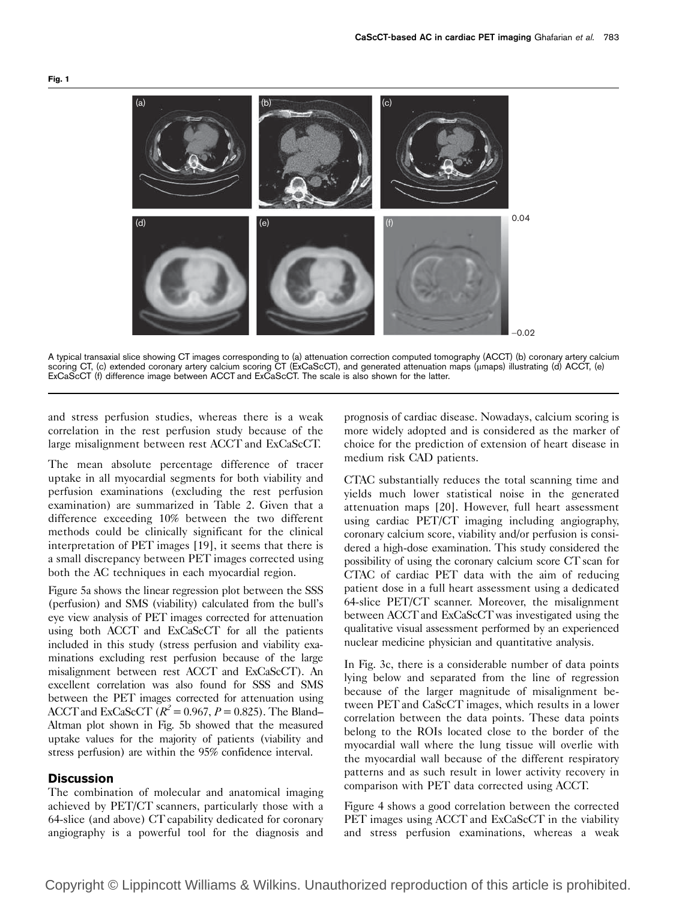**Fig. 1**

A typical transaxial slice showing CT images corresponding to (a) attenuation correction computed tomography (ACCT) (b) coronary artery calcium scoring CT, (c) extended coronary artery calcium scoring CT (ExCaScCT), and generated attenuation maps (μmaps) illustrating (d) ACCT, (e) ExCaScCT (f) difference image between ACCT and ExCaScCT. The scale is also shown for the latter.

and stress perfusion studies, whereas there is a weak correlation in the rest perfusion study because of the large misalignment between rest ACCT and ExCaScCT.

The mean absolute percentage difference of tracer uptake in all myocardial segments for both viability and perfusion examinations (excluding the rest perfusion examination) are summarized in Table 2. Given that a difference exceeding 10% between the two different methods could be clinically significant for the clinical interpretation of PET images [19], it seems that there is a small discrepancy between PET images corrected using both the AC techniques in each myocardial region.

Figure 5a shows the linear regression plot between the SSS (perfusion) and SMS (viability) calculated from the bull's eye view analysis of PET images corrected for attenuation using both ACCT and ExCaScCT for all the patients included in this study (stress perfusion and viability examinations excluding rest perfusion because of the large misalignment between rest ACCT and ExCaScCT). An excellent correlation was also found for SSS and SMS between the PET images corrected for attenuation using ACCT and ExCaScCT ($R^2 = 0.967$, $P = 0.825$). The Bland–Altman plot shown in Fig. 5b showed that the measured uptake values for the majority of patients (viability and stress perfusion) are within the 95% confidence interval.

## Discussion

The combination of molecular and anatomical imaging achieved by PET/CT scanners, particularly those with a 64-slice (and above) CT capability dedicated for coronary angiography is a powerful tool for the diagnosis and prognosis of cardiac disease. Nowadays, calcium scoring is more widely adopted and is considered as the marker of choice for the prediction of extension of heart disease in medium risk CAD patients.

CTAC substantially reduces the total scanning time and yields much lower statistical noise in the generated attenuation maps [20]. However, full heart assessment using cardiac PET/CT imaging including angiography, coronary calcium score, viability and/or perfusion is considered a high-dose examination. This study considered the possibility of using the coronary calcium score CT scan for CTAC of cardiac PET data with the aim of reducing patient dose in a full heart assessment using a dedicated 64-slice PET/CT scanner. Moreover, the misalignment between ACCT and ExCaScCT was investigated using the qualitative visual assessment performed by an experienced nuclear medicine physician and quantitative analysis.

In Fig. 3c, there is a considerable number of data points lying below and separated from the line of regression because of the larger magnitude of misalignment between PET and CaScCT images, which results in a lower correlation between the data points. These data points belong to the ROIs located close to the border of the myocardial wall where the lung tissue will overlie with the myocardial wall because of the different respiratory patterns and as such result in lower activity recovery in comparison with PET data corrected using ACCT.

Figure 4 shows a good correlation between the corrected PET images using ACCT and ExCaScCT in the viability and stress perfusion examinations, whereas a weak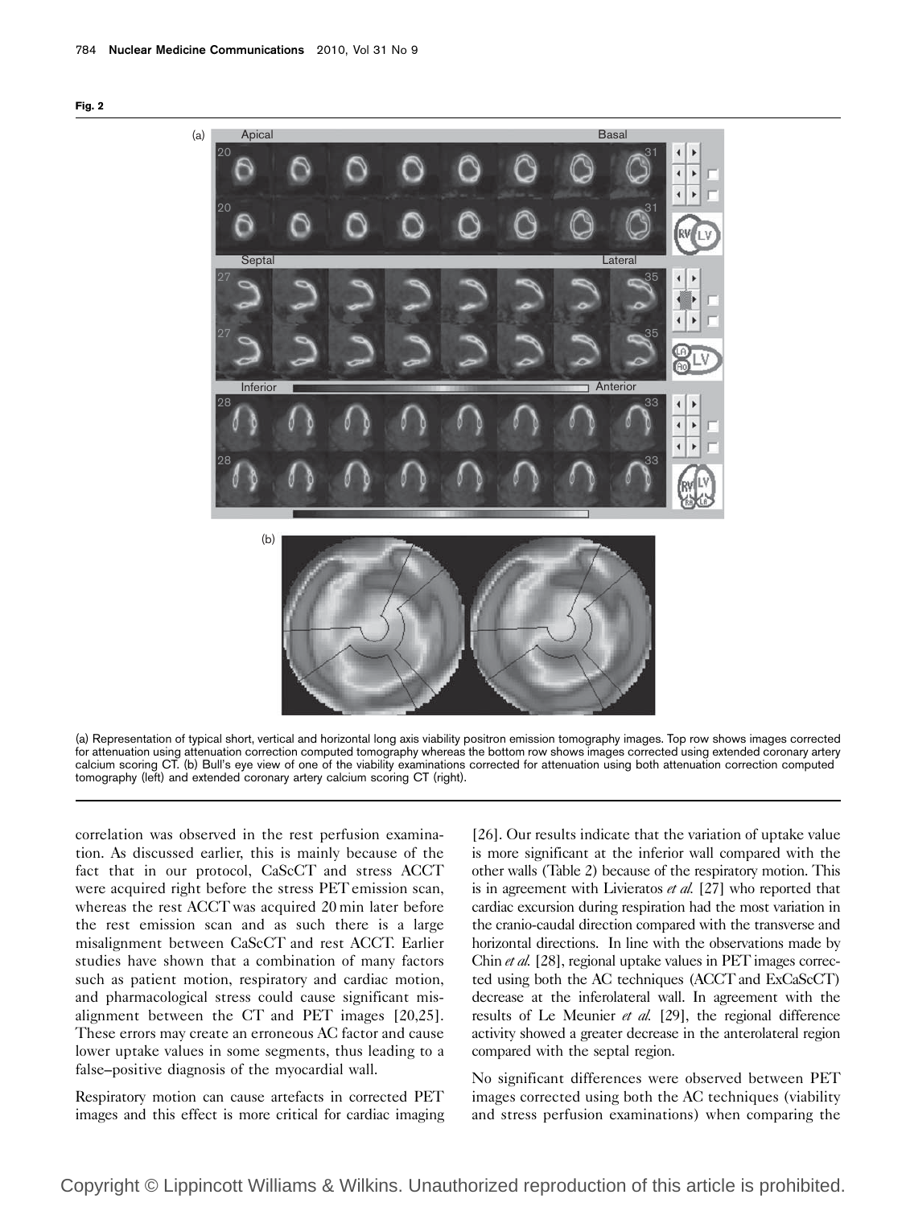**Fig. 2**

(a) Representation of typical short, vertical and horizontal long axis viability positron emission tomography images. Top row shows images corrected for attenuation using attenuation correction computed tomography whereas the bottom row shows images corrected using extended coronary artery calcium scoring CT. (b) Bull's eye view of one of the viability examinations corrected for attenuation using both attenuation correction computed tomography (left) and extended coronary artery calcium scoring CT (right).

correlation was observed in the rest perfusion examination. As discussed earlier, this is mainly because of the fact that in our protocol, CaScCT and stress ACCT were acquired right before the stress PET emission scan, whereas the rest ACCT was acquired 20 min later before the rest emission scan and as such there is a large misalignment between CaScCT and rest ACCT. Earlier studies have shown that a combination of many factors such as patient motion, respiratory and cardiac motion, and pharmacological stress could cause significant misalignment between the CT and PET images [20,25]. These errors may create an erroneous AC factor and cause lower uptake values in some segments, thus leading to a false–positive diagnosis of the myocardial wall.

Respiratory motion can cause artefacts in corrected PET images and this effect is more critical for cardiac imaging [26]. Our results indicate that the variation of uptake value is more significant at the inferior wall compared with the other walls (Table 2) because of the respiratory motion. This is in agreement with Livieratos *et al.* [27] who reported that cardiac excursion during respiration had the most variation in the cranio-caudal direction compared with the transverse and horizontal directions. In line with the observations made by Chin *et al.* [28], regional uptake values in PET images corrected using both the AC techniques (ACCT and ExCaScCT) decrease at the inferolateral wall. In agreement with the results of Le Meunier *et al.* [29], the regional difference activity showed a greater decrease in the anterolateral region compared with the septal region.

No significant differences were observed between PET images corrected using both the AC techniques (viability and stress perfusion examinations) when comparing the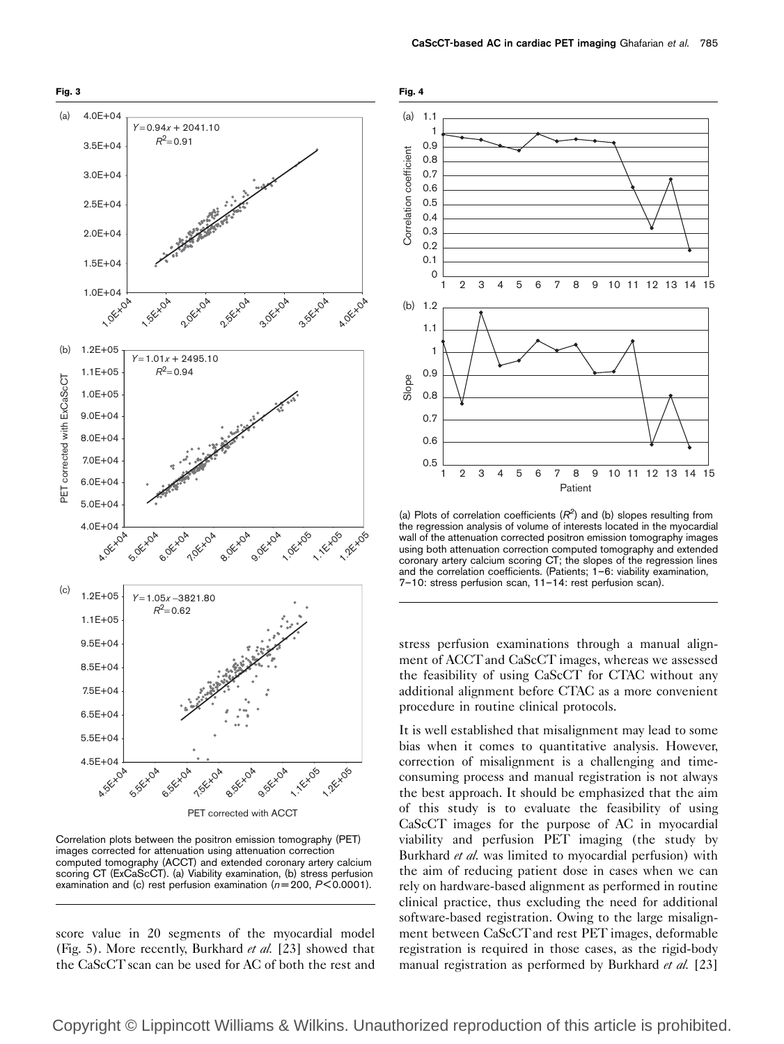**Fig. 3**

Correlation plots between the positron emission tomography (PET) images corrected for attenuation using attenuation correction computed tomography (ACCT) and extended coronary artery calcium scoring CT (ExCaScCT). (a) Viability examination, (b) stress perfusion examination and (c) rest perfusion examination ($n = 200$, $P < 0.0001$).

**Fig. 4**

(a) Plots of correlation coefficients ($R^2$) and (b) slopes resulting from the regression analysis of volume of interests located in the myocardial wall of the attenuation corrected positron emission tomography images using both attenuation correction computed tomography and extended coronary artery calcium scoring CT; the slopes of the regression lines and the correlation coefficients. (Patients; 1–6: viability examination, 7–10: stress perfusion scan, 11–14: rest perfusion scan).

score value in 20 segments of the myocardial model (Fig. 5). More recently, Burkhard *et al.* [23] showed that the CaScCT scan can be used for AC of both the rest and stress perfusion examinations through a manual alignment of ACCT and CaScCT images, whereas we assessed the feasibility of using CaScCT for CTAC without any additional alignment before CTAC as a more convenient procedure in routine clinical protocols.

It is well established that misalignment may lead to some bias when it comes to quantitative analysis. However, correction of misalignment is a challenging and time-consuming process and manual registration is not always the best approach. It should be emphasized that the aim of this study is to evaluate the feasibility of using CaScCT images for the purpose of AC in myocardial viability and perfusion PET imaging (the study by Burkhard *et al.* was limited to myocardial perfusion) with the aim of reducing patient dose in cases when we can rely on hardware-based alignment as performed in routine clinical practice, thus excluding the need for additional software-based registration. Owing to the large misalignment between CaScCT and rest PET images, deformable registration is required in those cases, as the rigid-body manual registration as performed by Burkhard *et al.* [23]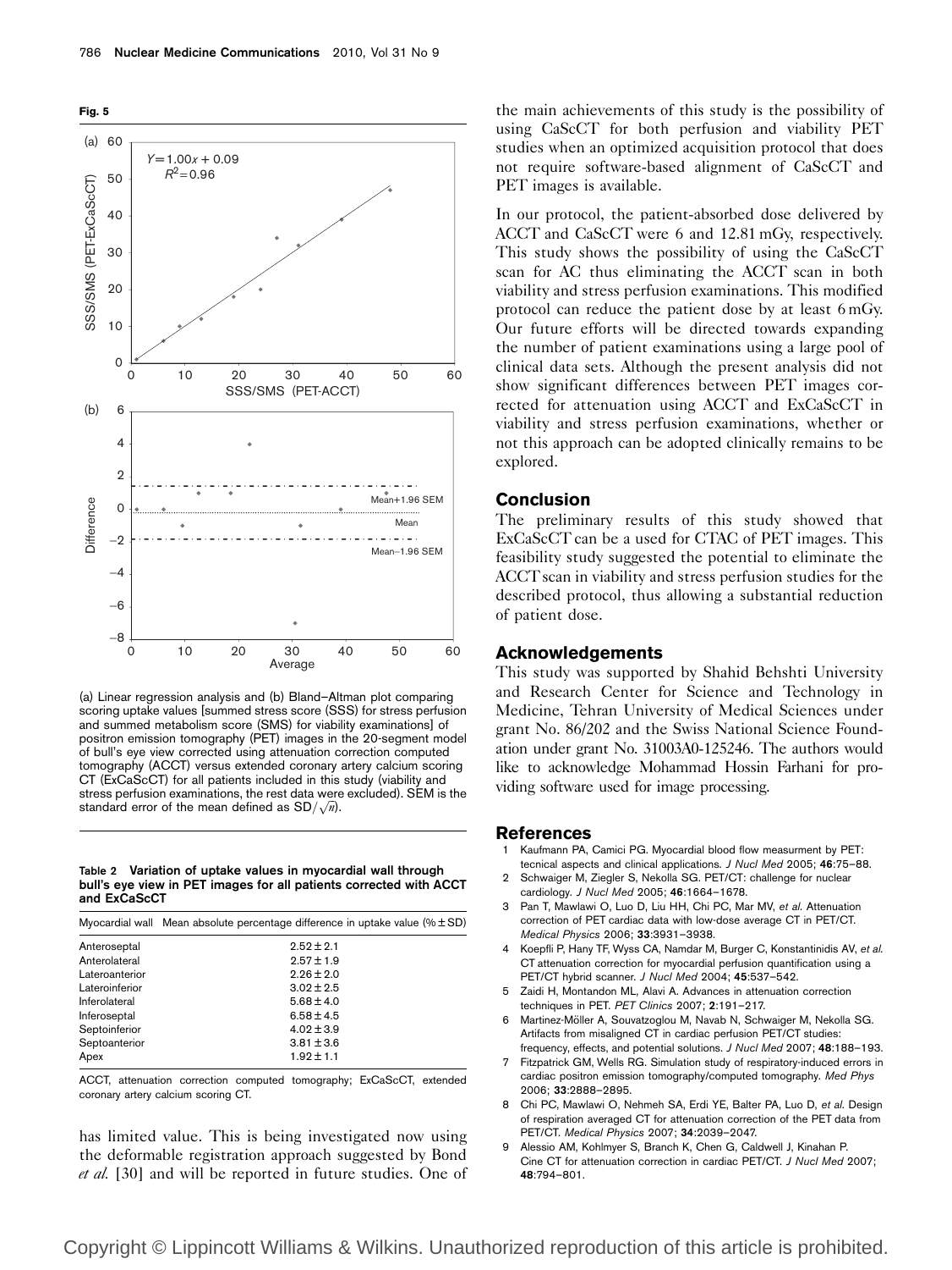**Fig. 5**

(a) Linear regression analysis and (b) Bland–Altman plot comparing scoring uptake values [summed stress score (SSS) for stress perfusion and summed metabolism score (SMS) for viability examinations] of positron emission tomography (PET) images in the 20-segment model of bull's eye view corrected using attenuation correction computed tomography (ACCT) versus extended coronary artery calcium scoring CT (ExCaScCT) for all patients included in this study (viability and stress perfusion examinations, the rest data were excluded). SEM is the standard error of the mean defined as $SD/\sqrt{n}$).

**Table 2 Variation of uptake values in myocardial wall through bull's eye view in PET images for all patients corrected with ACCT and ExCaScCT**

| Myocardial wall | Mean absolute percentage difference in uptake value (% ± SD) |
|---|---|
| Anteroseptal | 2.52 ± 2.1 |
| Anterolateral | 2.57 ± 1.9 |
| Lateroanterior | 2.26 ± 2.0 |
| Lateroinferior | 3.02 ± 2.5 |
| Inferolateral | 5.68 ± 4.0 |
| Inferoseptal | 6.58 ± 4.5 |
| Septoinferior | 4.02 ± 3.9 |
| Septoanterior | 3.81 ± 3.6 |
| Apex | 1.92 ± 1.1 |

ACCT, attenuation correction computed tomography; ExCaScCT, extended coronary artery calcium scoring CT.

has limited value. This is being investigated now using the deformable registration approach suggested by Bond *et al.* [30] and will be reported in future studies. One of the main achievements of this study is the possibility of using CaScCT for both perfusion and viability PET studies when an optimized acquisition protocol that does not require software-based alignment of CaScCT and PET images is available.

In our protocol, the patient-absorbed dose delivered by ACCT and CaScCT were 6 and 12.81 mGy, respectively. This study shows the possibility of using the CaScCT scan for AC thus eliminating the ACCT scan in both viability and stress perfusion examinations. This modified protocol can reduce the patient dose by at least 6 mGy. Our future efforts will be directed towards expanding the number of patient examinations using a large pool of clinical data sets. Although the present analysis did not show significant differences between PET images corrected for attenuation using ACCT and ExCaScCT in viability and stress perfusion examinations, whether or not this approach can be adopted clinically remains to be explored.

## Conclusion

The preliminary results of this study showed that ExCaScCT can be a used for CTAC of PET images. This feasibility study suggested the potential to eliminate the ACCT scan in viability and stress perfusion studies for the described protocol, thus allowing a substantial reduction of patient dose.

## Acknowledgements

This study was supported by Shahid Behshti University and Research Center for Science and Technology in Medicine, Tehran University of Medical Sciences under grant No. 86/202 and the Swiss National Science Foundation under grant No. 31003A0-125246. The authors would like to acknowledge Mohammad Hossin Farhani for providing software used for image processing.

## References

1. Kaufmann PA, Camici PG. Myocardial blood flow measurment by PET: tecnical aspects and clinical applications. *J Nucl Med* 2005; **46**:75–88.
2. Schwaiger M, Ziegler S, Nekolla SG. PET/CT: challenge for nuclear cardiology. *J Nucl Med* 2005; **46**:1664–1678.
3. Pan T, Mawlawi O, Luo D, Liu HH, Chi PC, Mar MV, *et al.* Attenuation correction of PET cardiac data with low-dose average CT in PET/CT. *Medical Physics* 2006; **33**:3931–3938.
4. Koepfli P, Hany TF, Wyss CA, Namdar M, Burger C, Konstantinidis AV, *et al.* CT attenuation correction for myocardial perfusion quantification using a PET/CT hybrid scanner. *J Nucl Med* 2004; **45**:537–542.
5. Zaidi H, Montandon ML, Alavi A. Advances in attenuation correction techniques in PET. *PET Clinics* 2007; **2**:191–217.
6. Martinez-Möller A, Souvatzoglou M, Navab N, Schwaiger M, Nekolla SG. Artifacts from misaligned CT in cardiac perfusion PET/CT studies: frequency, effects, and potential solutions. *J Nucl Med* 2007; **48**:188–193.
7. Fitzpatrick GM, Wells RG. Simulation study of respiratory-induced errors in cardiac positron emission tomography/computed tomography. *Med Phys* 2006; **33**:2888–2895.
8. Chi PC, Mawlawi O, Nehmeh SA, Erdi YE, Balter PA, Luo D, *et al.* Design of respiration averaged CT for attenuation correction of the PET data from PET/CT. *Medical Physics* 2007; **34**:2039–2047.
9. Alessio AM, Kohlmyer S, Branch K, Chen G, Caldwell J, Kinahan P. Cine CT for attenuation correction in cardiac PET/CT. *J Nucl Med* 2007; **48**:794–801.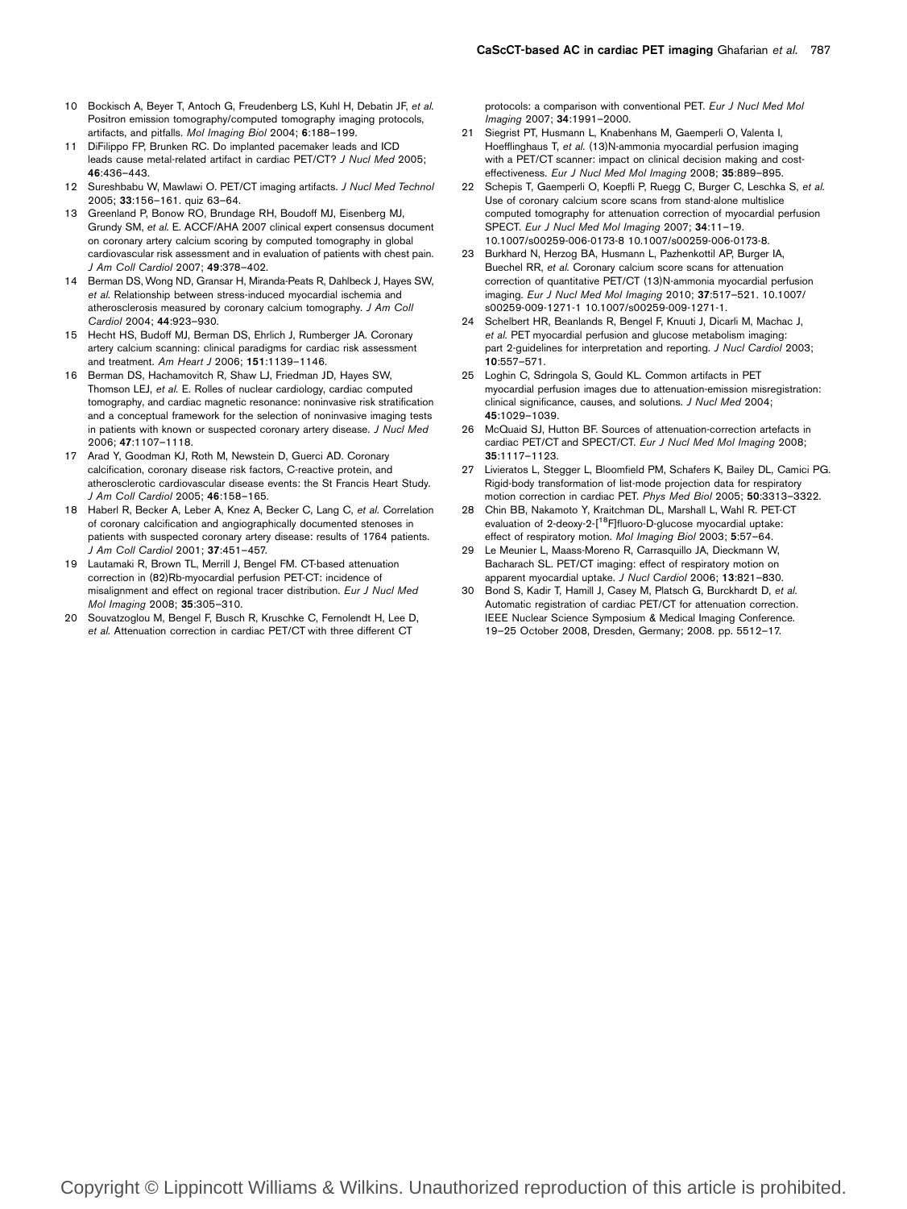10 Bockisch A, Beyer T, Antoch G, Freudenberg LS, Kuhl H, Debatin JF, *et al.* Positron emission tomography/computed tomography imaging protocols, artifacts, and pitfalls. *Mol Imaging Biol* 2004; **6**:188–199.

11 DiFilippo FP, Brunken RC. Do implanted pacemaker leads and ICD leads cause metal-related artifact in cardiac PET/CT? *J Nucl Med* 2005; **46**:436–443.

12 Sureshbabu W, Mawlawi O. PET/CT imaging artifacts. *J Nucl Med Technol* 2005; **33**:156–161. quiz 63–64.

13 Greenland P, Bonow RO, Brundage RH, Boudoff MJ, Eisenberg MJ, Grundy SM, *et al.* E. ACCF/AHA 2007 clinical expert consensus document on coronary artery calcium scoring by computed tomography in global cardiovascular risk assessment and in evaluation of patients with chest pain. *J Am Coll Cardiol* 2007; **49**:378–402.

14 Berman DS, Wong ND, Gransar H, Miranda-Peats R, Dahlbeck J, Hayes SW, *et al.* Relationship between stress-induced myocardial ischemia and atherosclerosis measured by coronary calcium tomography. *J Am Coll Cardiol* 2004; **44**:923–930.

15 Hecht HS, Budoff MJ, Berman DS, Ehrlich J, Rumberger JA. Coronary artery calcium scanning: clinical paradigms for cardiac risk assessment and treatment. *Am Heart J* 2006; **151**:1139–1146.

16 Berman DS, Hachamovitch R, Shaw LJ, Friedman JD, Hayes SW, Thomson LEJ, *et al.* E. Roles of nuclear cardiology, cardiac computed tomography, and cardiac magnetic resonance: noninvasive risk stratification and a conceptual framework for the selection of noninvasive imaging tests in patients with known or suspected coronary artery disease. *J Nucl Med* 2006; **47**:1107–1118.

17 Arad Y, Goodman KJ, Roth M, Newstein D, Guerci AD. Coronary calcification, coronary disease risk factors, C-reactive protein, and atherosclerotic cardiovascular disease events: the St Francis Heart Study. *J Am Coll Cardiol* 2005; **46**:158–165.

18 Haberl R, Becker A, Leber A, Knez A, Becker C, Lang C, *et al.* Correlation of coronary calcification and angiographically documented stenoses in patients with suspected coronary artery disease: results of 1764 patients. *J Am Coll Cardiol* 2001; **37**:451–457.

19 Lautamaki R, Brown TL, Merrill J, Bengel FM. CT-based attenuation correction in (82)Rb-myocardial perfusion PET-CT: incidence of misalignment and effect on regional tracer distribution. *Eur J Nucl Med Mol Imaging* 2008; **35**:305–310.

20 Souvatzoglou M, Bengel F, Busch R, Kruschke C, Fernolendt H, Lee D, *et al.* Attenuation correction in cardiac PET/CT with three different CT protocols: a comparison with conventional PET. *Eur J Nucl Med Mol Imaging* 2007; **34**:1991–2000.

21 Siegrist PT, Husmann L, Knabenhans M, Gaemperli O, Valenta I, Hoefflinghaus T, *et al.* (13)N-ammonia myocardial perfusion imaging with a PET/CT scanner: impact on clinical decision making and cost-effectiveness. *Eur J Nucl Med Mol Imaging* 2008; **35**:889–895.

22 Schepis T, Gaemperli O, Koepfli P, Ruegg C, Burger C, Leschka S, *et al.* Use of coronary calcium score scans from stand-alone multislice computed tomography for attenuation correction of myocardial perfusion SPECT. *Eur J Nucl Med Mol Imaging* 2007; **34**:11–19. 10.1007/s00259-006-0173-8 10.1007/s00259-006-0173-8.

23 Burkhard N, Herzog BA, Husmann L, Pazhenkottil AP, Burger IA, Buechel RR, *et al.* Coronary calcium score scans for attenuation correction of quantitative PET/CT (13)N-ammonia myocardial perfusion imaging. *Eur J Nucl Med Mol Imaging* 2010; **37**:517–521. 10.1007/s00259-009-1271-1 10.1007/s00259-009-1271-1.

24 Schelbert HR, Beanlands R, Bengel F, Knuuti J, Dicarli M, Machac J, *et al.* PET myocardial perfusion and glucose metabolism imaging: part 2-guidelines for interpretation and reporting. *J Nucl Cardiol* 2003; **10**:557–571.

25 Loghin C, Sdringola S, Gould KL. Common artifacts in PET myocardial perfusion images due to attenuation-emission misregistration: clinical significance, causes, and solutions. *J Nucl Med* 2004; **45**:1029–1039.

26 McQuaid SJ, Hutton BF. Sources of attenuation-correction artefacts in cardiac PET/CT and SPECT/CT. *Eur J Nucl Med Mol Imaging* 2008; **35**:1117–1123.

27 Livieratos L, Stegger L, Bloomfield PM, Schafers K, Bailey DL, Camici PG. Rigid-body transformation of list-mode projection data for respiratory motion correction in cardiac PET. *Phys Med Biol* 2005; **50**:3313–3322.

28 Chin BB, Nakamoto Y, Kraitchman DL, Marshall L, Wahl R. PET-CT evaluation of 2-deoxy-2-[$^{18}$F]fluoro-D-glucose myocardial uptake: effect of respiratory motion. *Mol Imaging Biol* 2003; **5**:57–64.

29 Le Meunier L, Maass-Moreno R, Carrasquillo JA, Dieckmann W, Bacharach SL. PET/CT imaging: effect of respiratory motion on apparent myocardial uptake. *J Nucl Cardiol* 2006; **13**:821–830.

30 Bond S, Kadir T, Hamill J, Casey M, Platsch G, Burckhardt D, *et al.* Automatic registration of cardiac PET/CT for attenuation correction. IEEE Nuclear Science Symposium & Medical Imaging Conference. 19–25 October 2008, Dresden, Germany; 2008. pp. 5512–17.